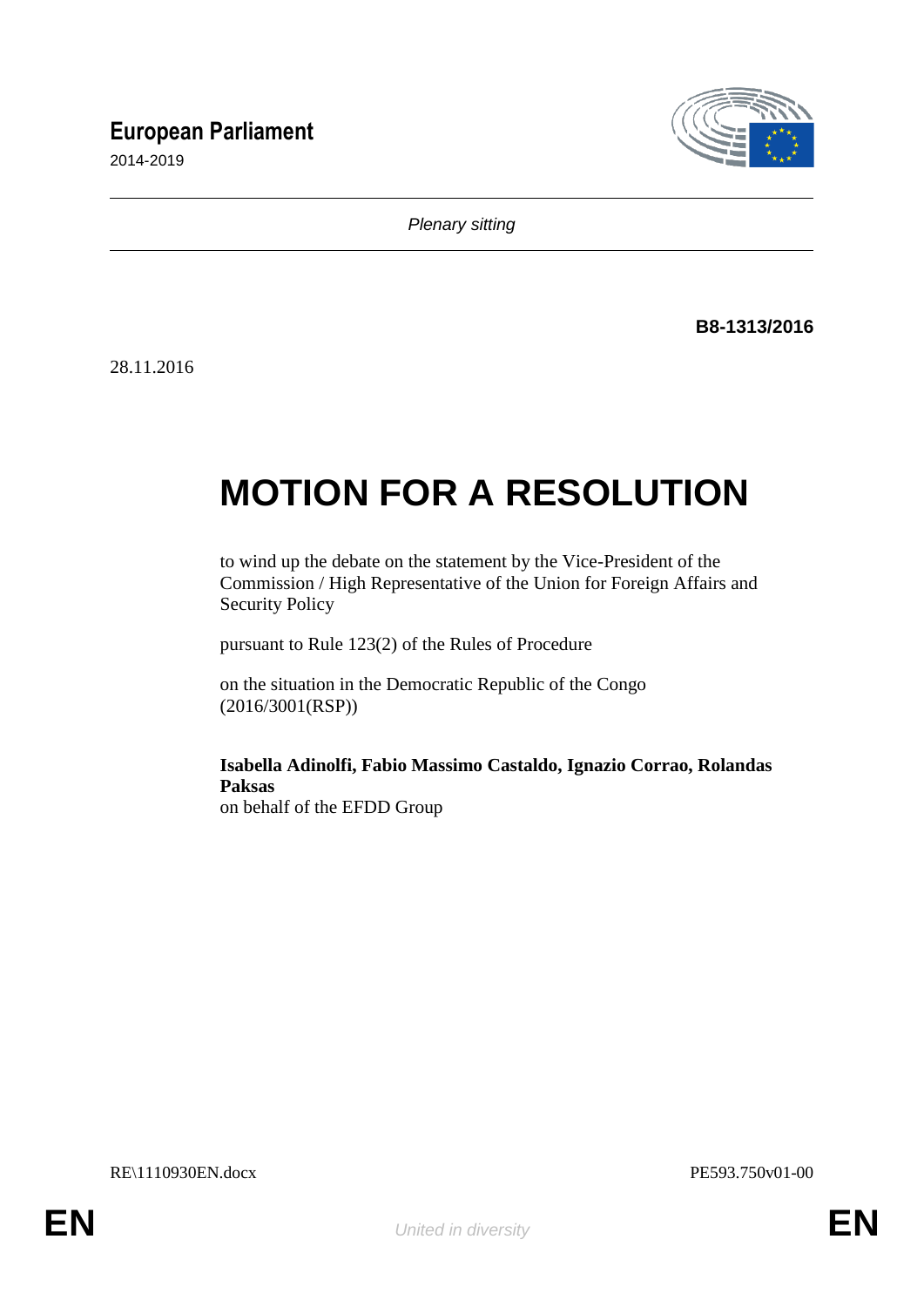**European Parliament**

2014-2019

*Plenary sitting*

**B8-1313/2016**

28.11.2016

# MOTION FOR A RESOLUTION

to wind up the debate on the statement by the Vice-President of the Commission / High Representative of the Union for Foreign Affairs and Security Policy

pursuant to Rule 123(2) of the Rules of Procedure

on the situation in the Democratic Republic of the Congo (2016/3001(RSP))

**Isabella Adinolfi, Fabio Massimo Castaldo, Ignazio Corrao, Rolandas Paksas**
on behalf of the EFDD Group

RE\1110930EN.docx PE593.750v01-00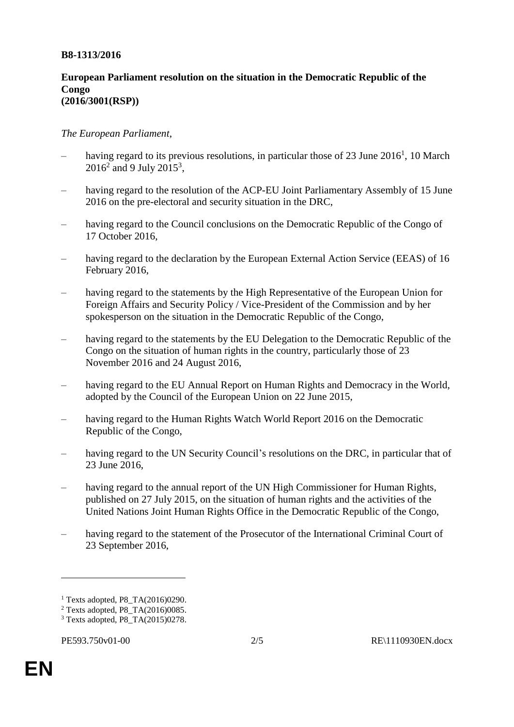**B8-1313/2016**

**European Parliament resolution on the situation in the Democratic Republic of the Congo**
**(2016/3001(RSP))**

*The European Parliament*,

– having regard to its previous resolutions, in particular those of 23 June 2016[1], 10 March 2016[2] and 9 July 2015[3],

– having regard to the resolution of the ACP-EU Joint Parliamentary Assembly of 15 June 2016 on the pre-electoral and security situation in the DRC,

– having regard to the Council conclusions on the Democratic Republic of the Congo of 17 October 2016,

– having regard to the declaration by the European External Action Service (EEAS) of 16 February 2016,

– having regard to the statements by the High Representative of the European Union for Foreign Affairs and Security Policy / Vice-President of the Commission and by her spokesperson on the situation in the Democratic Republic of the Congo,

– having regard to the statements by the EU Delegation to the Democratic Republic of the Congo on the situation of human rights in the country, particularly those of 23 November 2016 and 24 August 2016,

– having regard to the EU Annual Report on Human Rights and Democracy in the World, adopted by the Council of the European Union on 22 June 2015,

– having regard to the Human Rights Watch World Report 2016 on the Democratic Republic of the Congo,

– having regard to the UN Security Council's resolutions on the DRC, in particular that of 23 June 2016,

– having regard to the annual report of the UN High Commissioner for Human Rights, published on 27 July 2015, on the situation of human rights and the activities of the United Nations Joint Human Rights Office in the Democratic Republic of the Congo,

– having regard to the statement of the Prosecutor of the International Criminal Court of 23 September 2016,

---

[1] Texts adopted, P8_TA(2016)0290.
[2] Texts adopted, P8_TA(2016)0085.
[3] Texts adopted, P8_TA(2015)0278.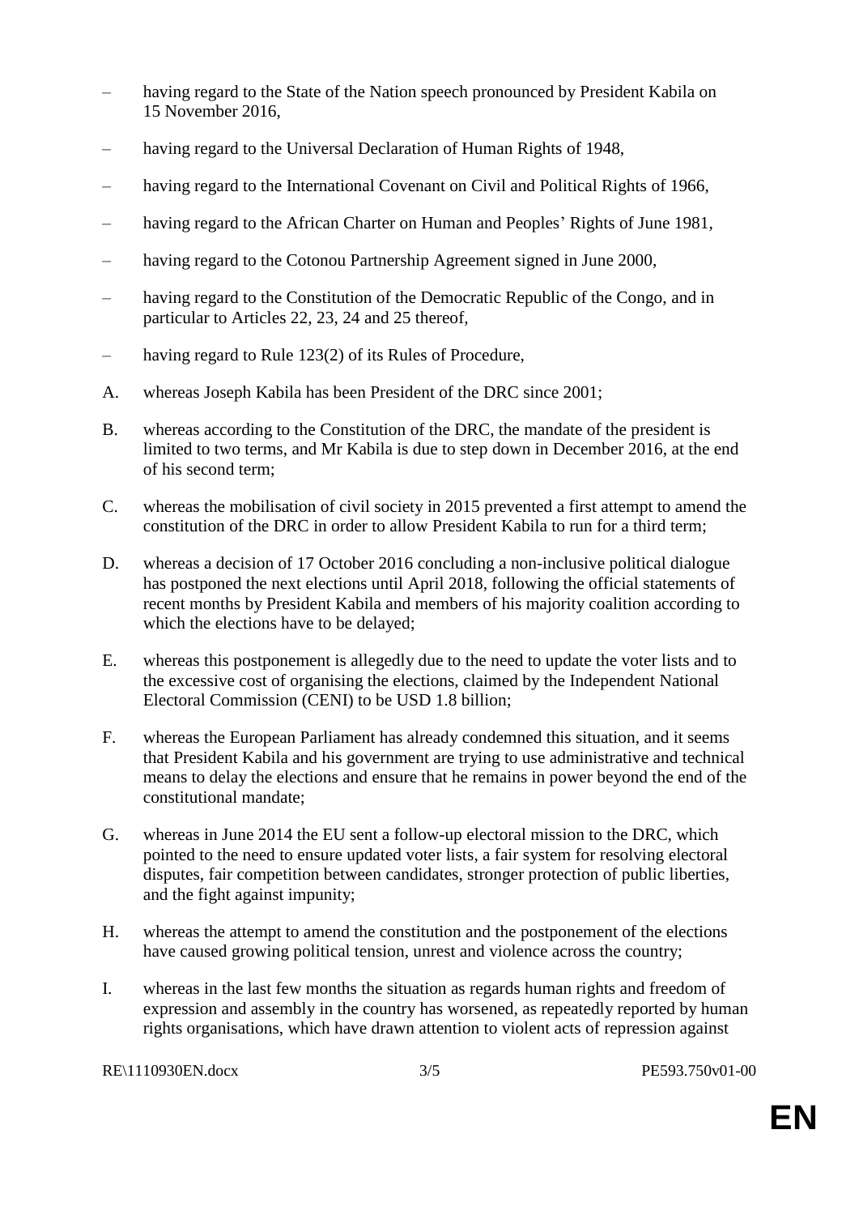– having regard to the State of the Nation speech pronounced by President Kabila on 15 November 2016,

– having regard to the Universal Declaration of Human Rights of 1948,

– having regard to the International Covenant on Civil and Political Rights of 1966,

– having regard to the African Charter on Human and Peoples' Rights of June 1981,

– having regard to the Cotonou Partnership Agreement signed in June 2000,

– having regard to the Constitution of the Democratic Republic of the Congo, and in particular to Articles 22, 23, 24 and 25 thereof,

– having regard to Rule 123(2) of its Rules of Procedure,

A. whereas Joseph Kabila has been President of the DRC since 2001;

B. whereas according to the Constitution of the DRC, the mandate of the president is limited to two terms, and Mr Kabila is due to step down in December 2016, at the end of his second term;

C. whereas the mobilisation of civil society in 2015 prevented a first attempt to amend the constitution of the DRC in order to allow President Kabila to run for a third term;

D. whereas a decision of 17 October 2016 concluding a non-inclusive political dialogue has postponed the next elections until April 2018, following the official statements of recent months by President Kabila and members of his majority coalition according to which the elections have to be delayed;

E. whereas this postponement is allegedly due to the need to update the voter lists and to the excessive cost of organising the elections, claimed by the Independent National Electoral Commission (CENI) to be USD 1.8 billion;

F. whereas the European Parliament has already condemned this situation, and it seems that President Kabila and his government are trying to use administrative and technical means to delay the elections and ensure that he remains in power beyond the end of the constitutional mandate;

G. whereas in June 2014 the EU sent a follow-up electoral mission to the DRC, which pointed to the need to ensure updated voter lists, a fair system for resolving electoral disputes, fair competition between candidates, stronger protection of public liberties, and the fight against impunity;

H. whereas the attempt to amend the constitution and the postponement of the elections have caused growing political tension, unrest and violence across the country;

I. whereas in the last few months the situation as regards human rights and freedom of expression and assembly in the country has worsened, as repeatedly reported by human rights organisations, which have drawn attention to violent acts of repression against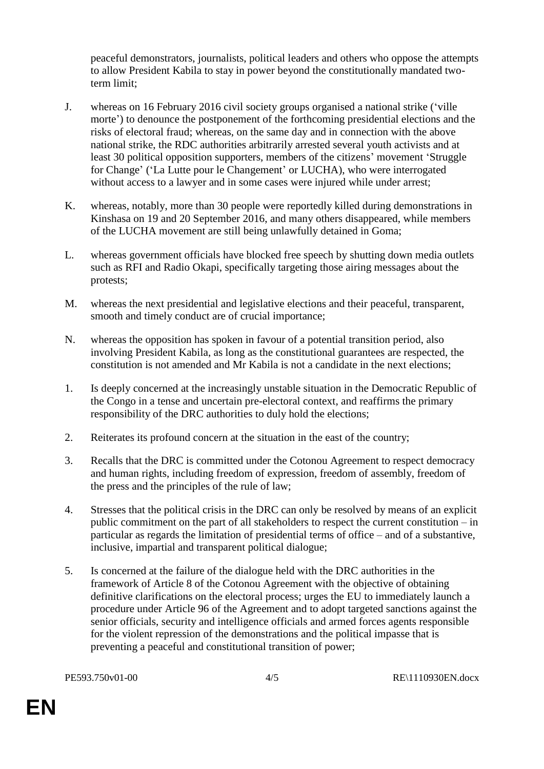peaceful demonstrators, journalists, political leaders and others who oppose the attempts to allow President Kabila to stay in power beyond the constitutionally mandated two-term limit;

J. whereas on 16 February 2016 civil society groups organised a national strike ('ville morte') to denounce the postponement of the forthcoming presidential elections and the risks of electoral fraud; whereas, on the same day and in connection with the above national strike, the RDC authorities arbitrarily arrested several youth activists and at least 30 political opposition supporters, members of the citizens' movement 'Struggle for Change' ('La Lutte pour le Changement' or LUCHA), who were interrogated without access to a lawyer and in some cases were injured while under arrest;

K. whereas, notably, more than 30 people were reportedly killed during demonstrations in Kinshasa on 19 and 20 September 2016, and many others disappeared, while members of the LUCHA movement are still being unlawfully detained in Goma;

L. whereas government officials have blocked free speech by shutting down media outlets such as RFI and Radio Okapi, specifically targeting those airing messages about the protests;

M. whereas the next presidential and legislative elections and their peaceful, transparent, smooth and timely conduct are of crucial importance;

N. whereas the opposition has spoken in favour of a potential transition period, also involving President Kabila, as long as the constitutional guarantees are respected, the constitution is not amended and Mr Kabila is not a candidate in the next elections;

1. Is deeply concerned at the increasingly unstable situation in the Democratic Republic of the Congo in a tense and uncertain pre-electoral context, and reaffirms the primary responsibility of the DRC authorities to duly hold the elections;

2. Reiterates its profound concern at the situation in the east of the country;

3. Recalls that the DRC is committed under the Cotonou Agreement to respect democracy and human rights, including freedom of expression, freedom of assembly, freedom of the press and the principles of the rule of law;

4. Stresses that the political crisis in the DRC can only be resolved by means of an explicit public commitment on the part of all stakeholders to respect the current constitution – in particular as regards the limitation of presidential terms of office – and of a substantive, inclusive, impartial and transparent political dialogue;

5. Is concerned at the failure of the dialogue held with the DRC authorities in the framework of Article 8 of the Cotonou Agreement with the objective of obtaining definitive clarifications on the electoral process; urges the EU to immediately launch a procedure under Article 96 of the Agreement and to adopt targeted sanctions against the senior officials, security and intelligence officials and armed forces agents responsible for the violent repression of the demonstrations and the political impasse that is preventing a peaceful and constitutional transition of power;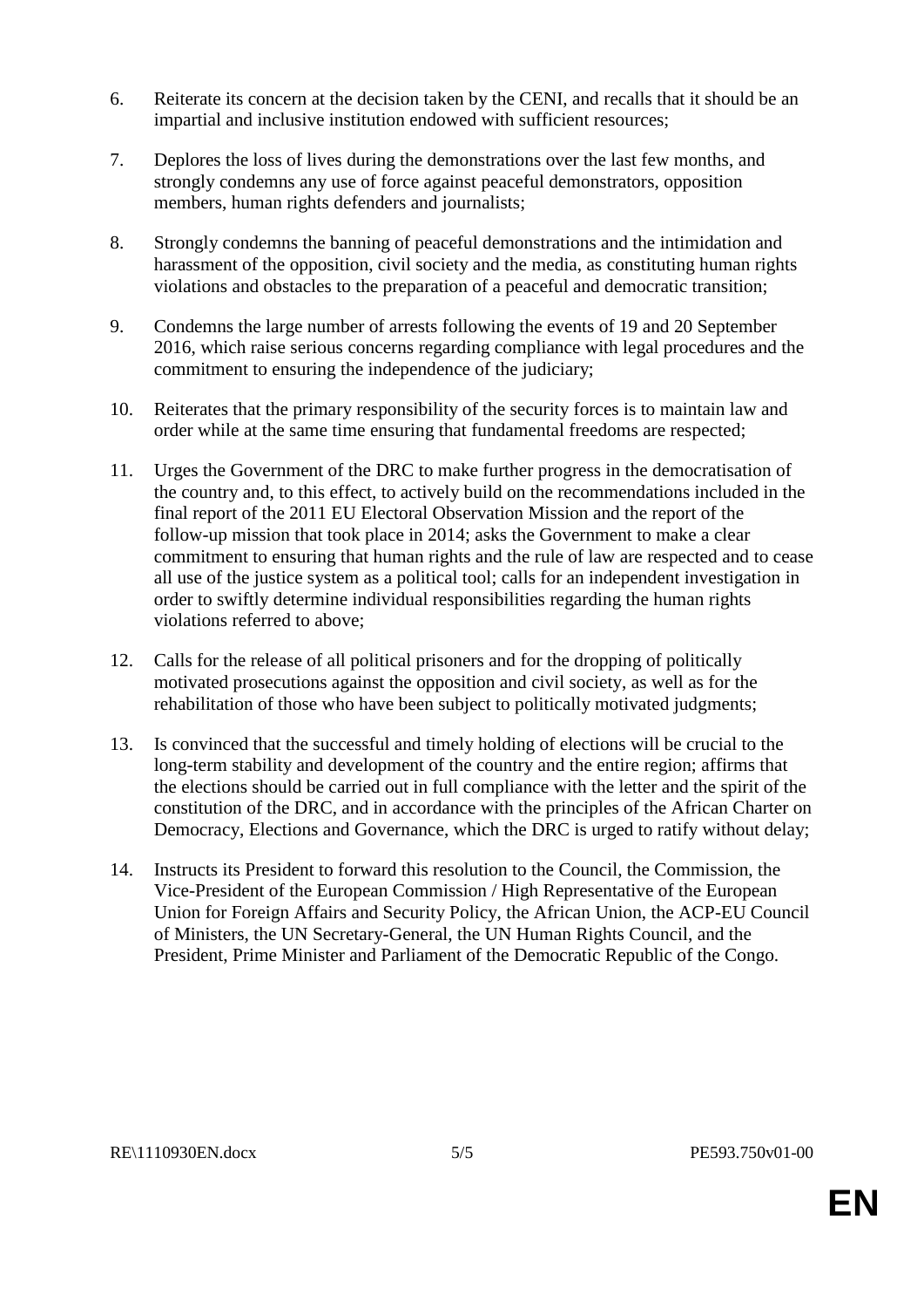6. Reiterate its concern at the decision taken by the CENI, and recalls that it should be an impartial and inclusive institution endowed with sufficient resources;

7. Deplores the loss of lives during the demonstrations over the last few months, and strongly condemns any use of force against peaceful demonstrators, opposition members, human rights defenders and journalists;

8. Strongly condemns the banning of peaceful demonstrations and the intimidation and harassment of the opposition, civil society and the media, as constituting human rights violations and obstacles to the preparation of a peaceful and democratic transition;

9. Condemns the large number of arrests following the events of 19 and 20 September 2016, which raise serious concerns regarding compliance with legal procedures and the commitment to ensuring the independence of the judiciary;

10. Reiterates that the primary responsibility of the security forces is to maintain law and order while at the same time ensuring that fundamental freedoms are respected;

11. Urges the Government of the DRC to make further progress in the democratisation of the country and, to this effect, to actively build on the recommendations included in the final report of the 2011 EU Electoral Observation Mission and the report of the follow-up mission that took place in 2014; asks the Government to make a clear commitment to ensuring that human rights and the rule of law are respected and to cease all use of the justice system as a political tool; calls for an independent investigation in order to swiftly determine individual responsibilities regarding the human rights violations referred to above;

12. Calls for the release of all political prisoners and for the dropping of politically motivated prosecutions against the opposition and civil society, as well as for the rehabilitation of those who have been subject to politically motivated judgments;

13. Is convinced that the successful and timely holding of elections will be crucial to the long-term stability and development of the country and the entire region; affirms that the elections should be carried out in full compliance with the letter and the spirit of the constitution of the DRC, and in accordance with the principles of the African Charter on Democracy, Elections and Governance, which the DRC is urged to ratify without delay;

14. Instructs its President to forward this resolution to the Council, the Commission, the Vice-President of the European Commission / High Representative of the European Union for Foreign Affairs and Security Policy, the African Union, the ACP-EU Council of Ministers, the UN Secretary-General, the UN Human Rights Council, and the President, Prime Minister and Parliament of the Democratic Republic of the Congo.